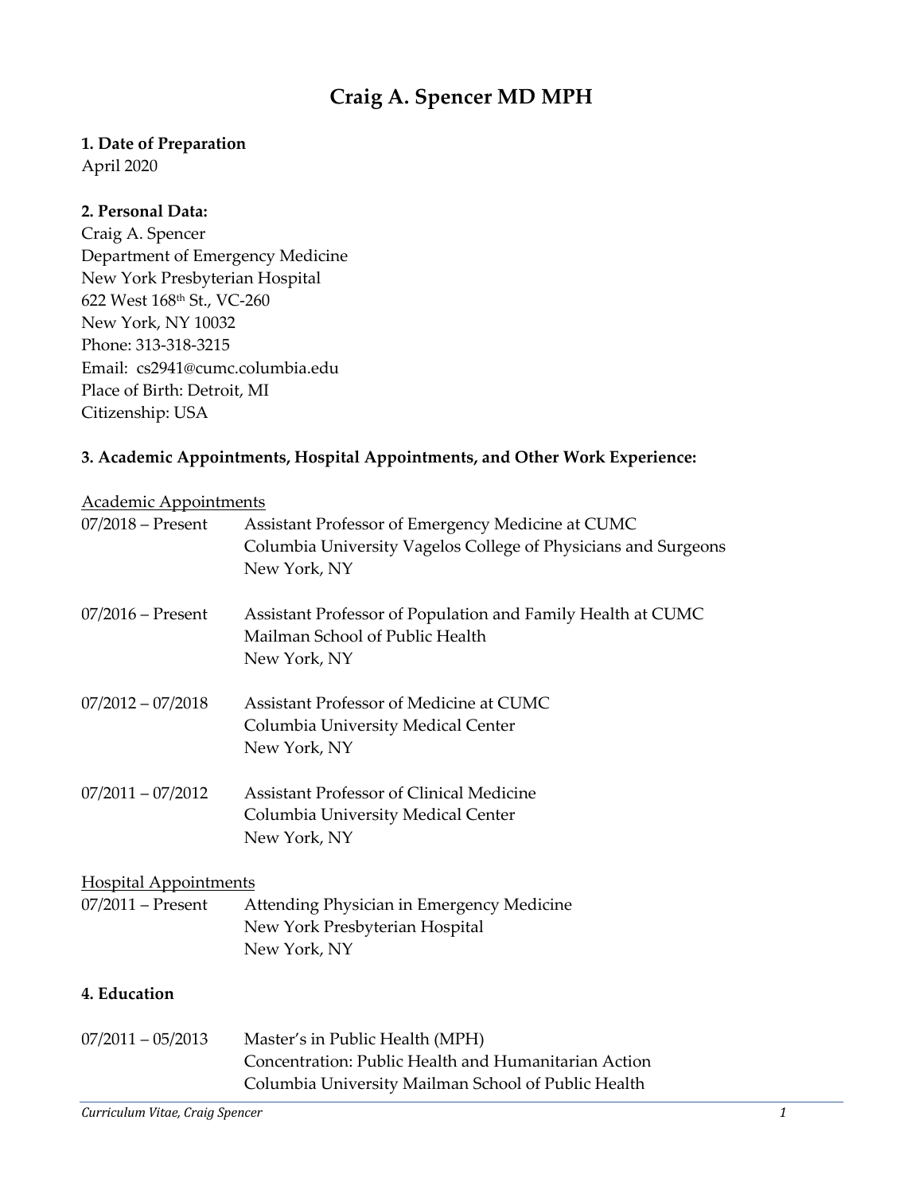# Craig A. Spencer MD MPH

**1. Date of Preparation**

April 2020

**2. Personal Data:**

Craig A. Spencer
Department of Emergency Medicine
New York Presbyterian Hospital
622 West 168th St., VC-260
New York, NY 10032
Phone: 313-318-3215
Email: cs2941@cumc.columbia.edu
Place of Birth: Detroit, MI
Citizenship: USA

**3. Academic Appointments, Hospital Appointments, and Other Work Experience:**

Academic Appointments

| | |
|---|---|
| 07/2018 – Present | Assistant Professor of Emergency Medicine at CUMC<br>Columbia University Vagelos College of Physicians and Surgeons<br>New York, NY |
| 07/2016 – Present | Assistant Professor of Population and Family Health at CUMC<br>Mailman School of Public Health<br>New York, NY |
| 07/2012 – 07/2018 | Assistant Professor of Medicine at CUMC<br>Columbia University Medical Center<br>New York, NY |
| 07/2011 – 07/2012 | Assistant Professor of Clinical Medicine<br>Columbia University Medical Center<br>New York, NY |

Hospital Appointments

| | |
|---|---|
| 07/2011 – Present | Attending Physician in Emergency Medicine<br>New York Presbyterian Hospital<br>New York, NY |

**4. Education**

| | |
|---|---|
| 07/2011 – 05/2013 | Master's in Public Health (MPH)<br>Concentration: Public Health and Humanitarian Action<br>Columbia University Mailman School of Public Health |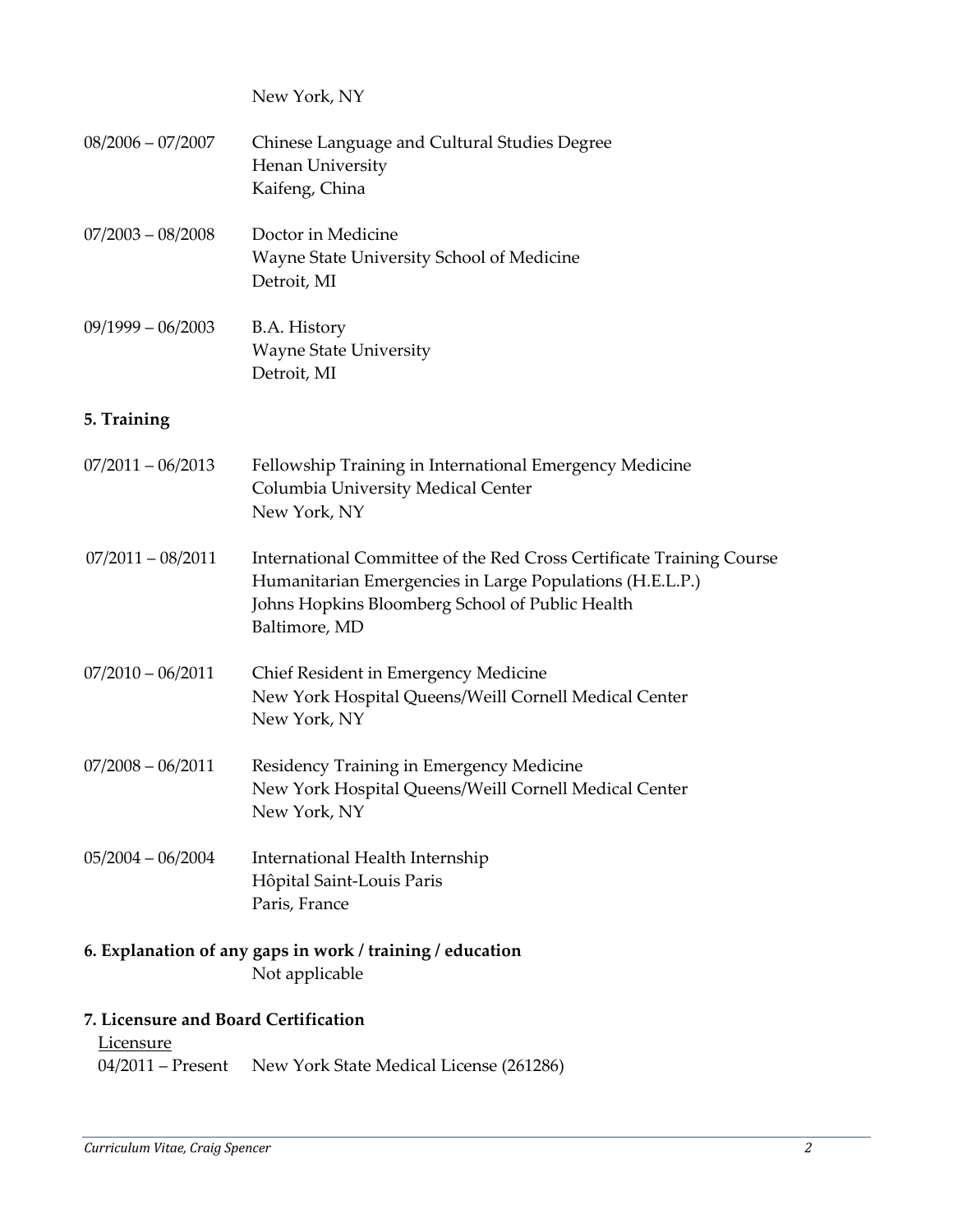New York, NY

08/2006 – 07/2007 Chinese Language and Cultural Studies Degree
Henan University
Kaifeng, China

07/2003 – 08/2008 Doctor in Medicine
Wayne State University School of Medicine
Detroit, MI

09/1999 – 06/2003 B.A. History
Wayne State University
Detroit, MI

**5. Training**

07/2011 – 06/2013 Fellowship Training in International Emergency Medicine
Columbia University Medical Center
New York, NY

07/2011 – 08/2011 International Committee of the Red Cross Certificate Training Course
Humanitarian Emergencies in Large Populations (H.E.L.P.)
Johns Hopkins Bloomberg School of Public Health
Baltimore, MD

07/2010 – 06/2011 Chief Resident in Emergency Medicine
New York Hospital Queens/Weill Cornell Medical Center
New York, NY

07/2008 – 06/2011 Residency Training in Emergency Medicine
New York Hospital Queens/Weill Cornell Medical Center
New York, NY

05/2004 – 06/2004 International Health Internship
Hôpital Saint-Louis Paris
Paris, France

**6. Explanation of any gaps in work / training / education**

Not applicable

**7. Licensure and Board Certification**

Licensure

04/2011 – Present New York State Medical License (261286)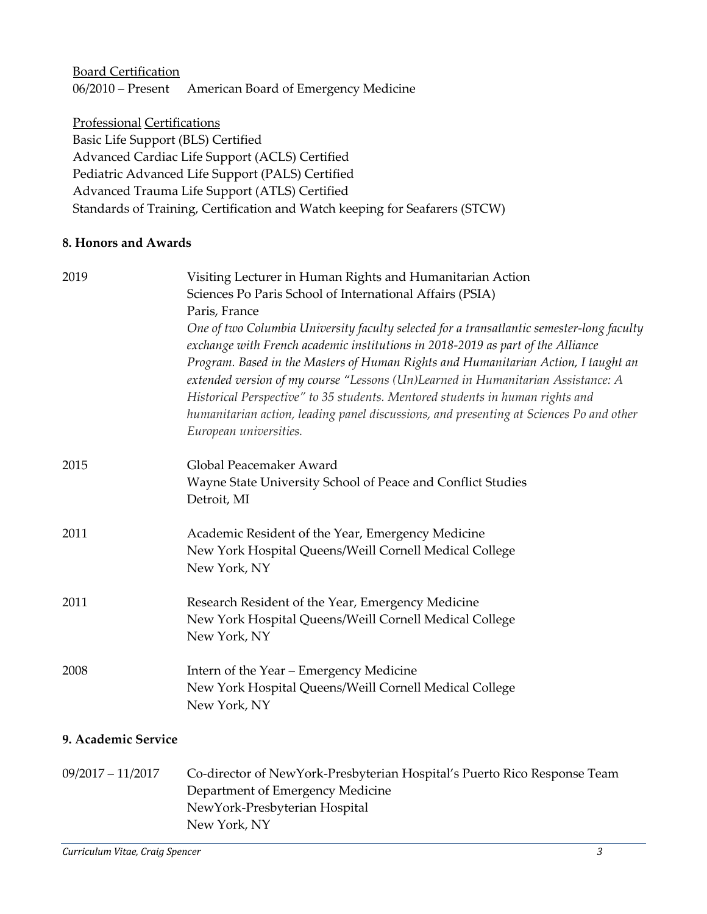<u>Board Certification</u>

06/2010 – Present American Board of Emergency Medicine

<u>Professional Certifications</u>

Basic Life Support (BLS) Certified
Advanced Cardiac Life Support (ACLS) Certified
Pediatric Advanced Life Support (PALS) Certified
Advanced Trauma Life Support (ATLS) Certified
Standards of Training, Certification and Watch keeping for Seafarers (STCW)

**8. Honors and Awards**

| | |
|---|---|
| 2019 | Visiting Lecturer in Human Rights and Humanitarian Action<br>Sciences Po Paris School of International Affairs (PSIA)<br>Paris, France<br>*One of two Columbia University faculty selected for a transatlantic semester-long faculty exchange with French academic institutions in 2018-2019 as part of the Alliance Program. Based in the Masters of Human Rights and Humanitarian Action, I taught an extended version of my course "Lessons (Un)Learned in Humanitarian Assistance: A Historical Perspective" to 35 students. Mentored students in human rights and humanitarian action, leading panel discussions, and presenting at Sciences Po and other European universities.* |
| 2015 | Global Peacemaker Award<br>Wayne State University School of Peace and Conflict Studies<br>Detroit, MI |
| 2011 | Academic Resident of the Year, Emergency Medicine<br>New York Hospital Queens/Weill Cornell Medical College<br>New York, NY |
| 2011 | Research Resident of the Year, Emergency Medicine<br>New York Hospital Queens/Weill Cornell Medical College<br>New York, NY |
| 2008 | Intern of the Year – Emergency Medicine<br>New York Hospital Queens/Weill Cornell Medical College<br>New York, NY |

**9. Academic Service**

| | |
|---|---|
| 09/2017 – 11/2017 | Co-director of NewYork-Presbyterian Hospital's Puerto Rico Response Team<br>Department of Emergency Medicine<br>NewYork-Presbyterian Hospital<br>New York, NY |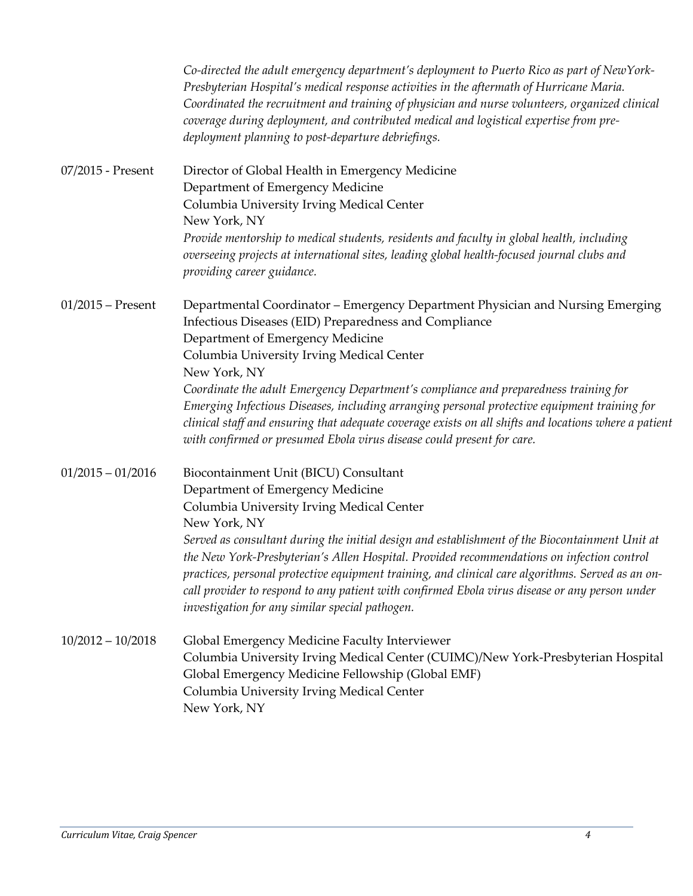*Co-directed the adult emergency department's deployment to Puerto Rico as part of NewYork-Presbyterian Hospital's medical response activities in the aftermath of Hurricane Maria. Coordinated the recruitment and training of physician and nurse volunteers, organized clinical coverage during deployment, and contributed medical and logistical expertise from pre-deployment planning to post-departure debriefings.*

07/2015 - Present — Director of Global Health in Emergency Medicine
Department of Emergency Medicine
Columbia University Irving Medical Center
New York, NY
*Provide mentorship to medical students, residents and faculty in global health, including overseeing projects at international sites, leading global health-focused journal clubs and providing career guidance.*

01/2015 – Present — Departmental Coordinator – Emergency Department Physician and Nursing Emerging Infectious Diseases (EID) Preparedness and Compliance
Department of Emergency Medicine
Columbia University Irving Medical Center
New York, NY
*Coordinate the adult Emergency Department's compliance and preparedness training for Emerging Infectious Diseases, including arranging personal protective equipment training for clinical staff and ensuring that adequate coverage exists on all shifts and locations where a patient with confirmed or presumed Ebola virus disease could present for care.*

01/2015 – 01/2016 — Biocontainment Unit (BICU) Consultant
Department of Emergency Medicine
Columbia University Irving Medical Center
New York, NY
*Served as consultant during the initial design and establishment of the Biocontainment Unit at the New York-Presbyterian's Allen Hospital. Provided recommendations on infection control practices, personal protective equipment training, and clinical care algorithms. Served as an on-call provider to respond to any patient with confirmed Ebola virus disease or any person under investigation for any similar special pathogen.*

10/2012 – 10/2018 — Global Emergency Medicine Faculty Interviewer
Columbia University Irving Medical Center (CUIMC)/New York-Presbyterian Hospital Global Emergency Medicine Fellowship (Global EMF)
Columbia University Irving Medical Center
New York, NY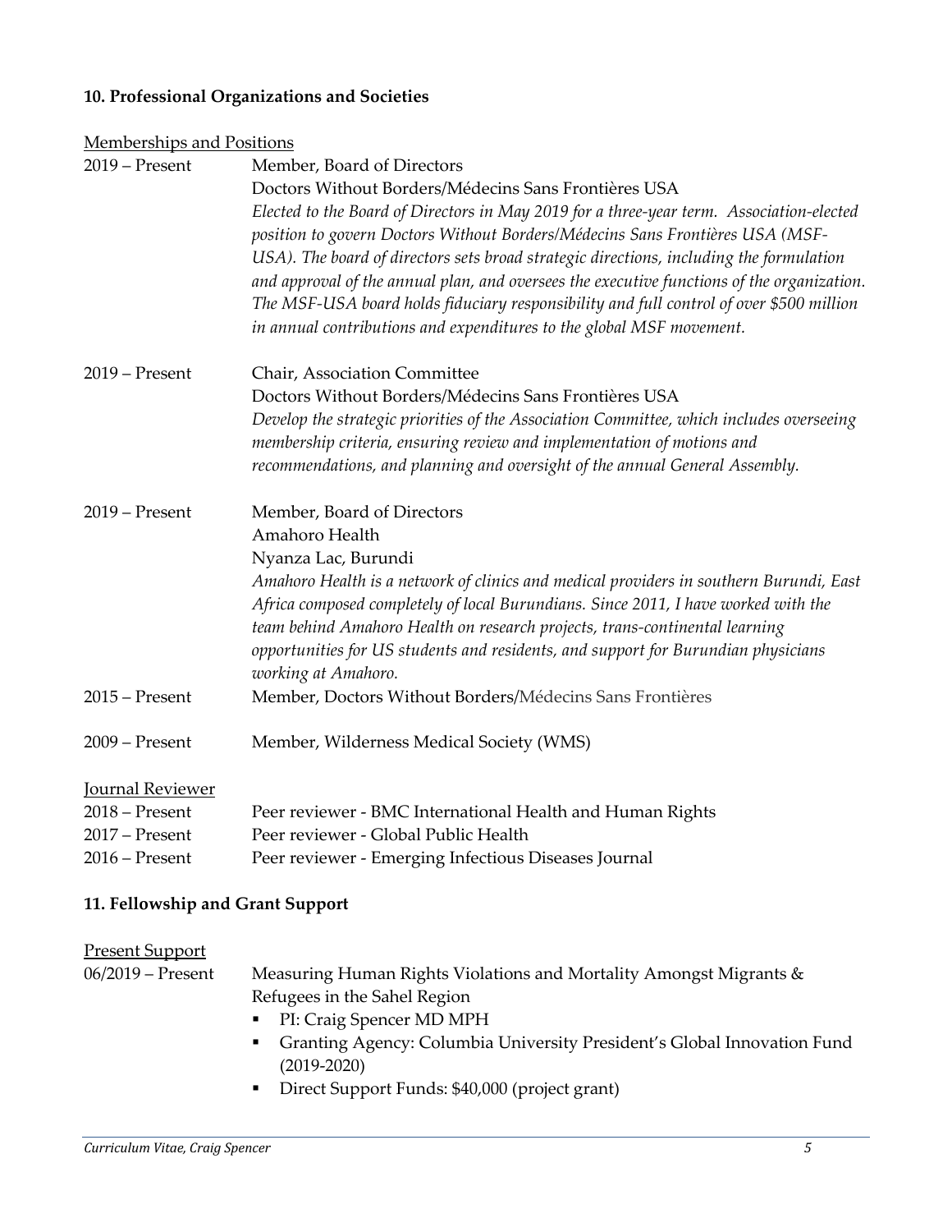## 10. Professional Organizations and Societies

Memberships and Positions

2019 – Present Member, Board of Directors
Doctors Without Borders/Médecins Sans Frontières USA
*Elected to the Board of Directors in May 2019 for a three-year term. Association-elected position to govern Doctors Without Borders/Médecins Sans Frontières USA (MSF-USA). The board of directors sets broad strategic directions, including the formulation and approval of the annual plan, and oversees the executive functions of the organization. The MSF-USA board holds fiduciary responsibility and full control of over $500 million in annual contributions and expenditures to the global MSF movement.*

2019 – Present Chair, Association Committee
Doctors Without Borders/Médecins Sans Frontières USA
*Develop the strategic priorities of the Association Committee, which includes overseeing membership criteria, ensuring review and implementation of motions and recommendations, and planning and oversight of the annual General Assembly.*

2019 – Present Member, Board of Directors
Amahoro Health
Nyanza Lac, Burundi
*Amahoro Health is a network of clinics and medical providers in southern Burundi, East Africa composed completely of local Burundians. Since 2011, I have worked with the team behind Amahoro Health on research projects, trans-continental learning opportunities for US students and residents, and support for Burundian physicians working at Amahoro.*

2015 – Present Member, Doctors Without Borders/Médecins Sans Frontières

2009 – Present Member, Wilderness Medical Society (WMS)

Journal Reviewer

2018 – Present Peer reviewer - BMC International Health and Human Rights
2017 – Present Peer reviewer - Global Public Health
2016 – Present Peer reviewer - Emerging Infectious Diseases Journal

## 11. Fellowship and Grant Support

Present Support

06/2019 – Present Measuring Human Rights Violations and Mortality Amongst Migrants & Refugees in the Sahel Region

- PI: Craig Spencer MD MPH
- Granting Agency: Columbia University President's Global Innovation Fund (2019-2020)
- Direct Support Funds: $40,000 (project grant)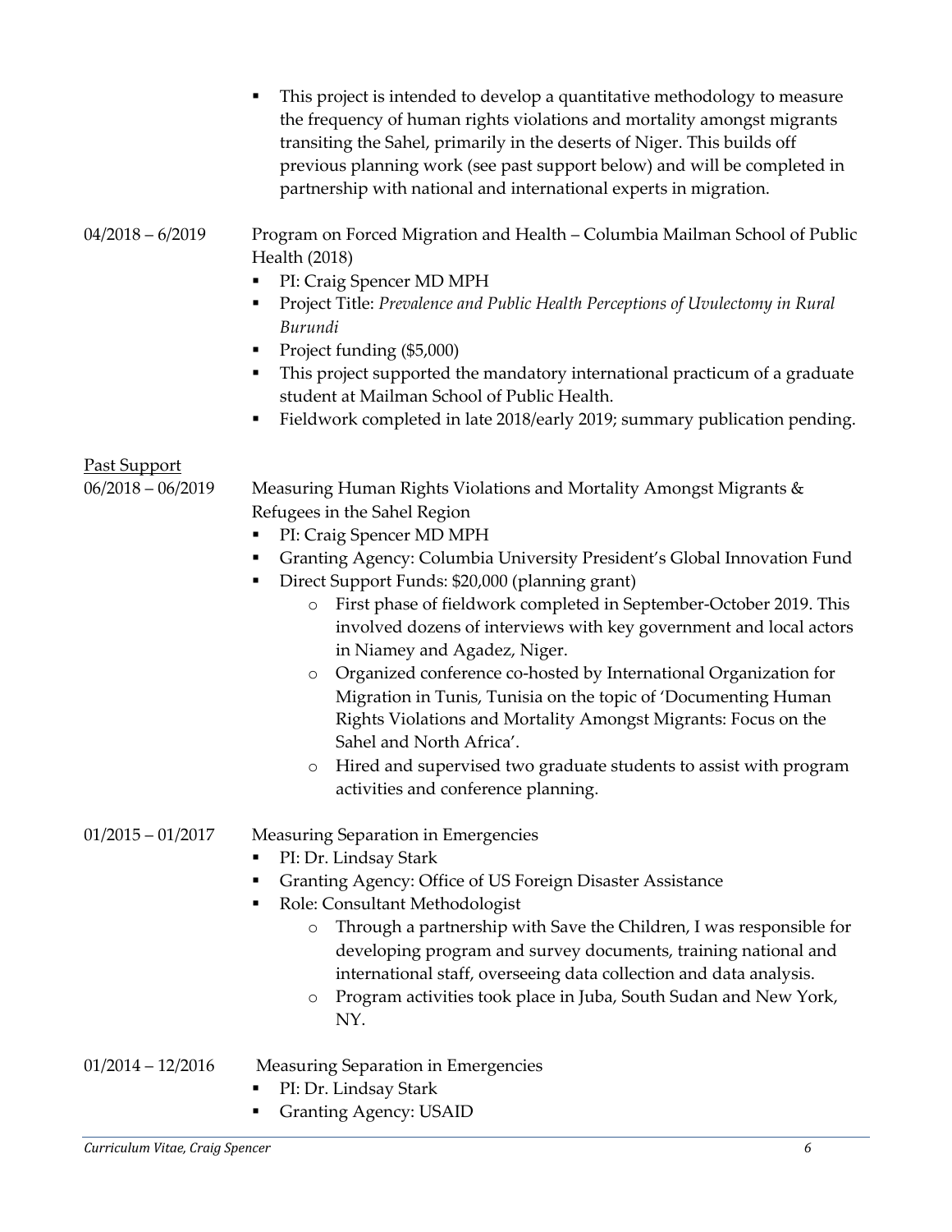- This project is intended to develop a quantitative methodology to measure the frequency of human rights violations and mortality amongst migrants transiting the Sahel, primarily in the deserts of Niger. This builds off previous planning work (see past support below) and will be completed in partnership with national and international experts in migration.

04/2018 – 6/2019 Program on Forced Migration and Health – Columbia Mailman School of Public Health (2018)

- PI: Craig Spencer MD MPH
- Project Title: *Prevalence and Public Health Perceptions of Uvulectomy in Rural Burundi*
- Project funding ($5,000)
- This project supported the mandatory international practicum of a graduate student at Mailman School of Public Health.
- Fieldwork completed in late 2018/early 2019; summary publication pending.

<u>Past Support</u>

06/2018 – 06/2019 Measuring Human Rights Violations and Mortality Amongst Migrants & Refugees in the Sahel Region

- PI: Craig Spencer MD MPH
- Granting Agency: Columbia University President's Global Innovation Fund
- Direct Support Funds: $20,000 (planning grant)
  - First phase of fieldwork completed in September-October 2019. This involved dozens of interviews with key government and local actors in Niamey and Agadez, Niger.
  - Organized conference co-hosted by International Organization for Migration in Tunis, Tunisia on the topic of 'Documenting Human Rights Violations and Mortality Amongst Migrants: Focus on the Sahel and North Africa'.
  - Hired and supervised two graduate students to assist with program activities and conference planning.

01/2015 – 01/2017 Measuring Separation in Emergencies

- PI: Dr. Lindsay Stark
- Granting Agency: Office of US Foreign Disaster Assistance
- Role: Consultant Methodologist
  - Through a partnership with Save the Children, I was responsible for developing program and survey documents, training national and international staff, overseeing data collection and data analysis.
  - Program activities took place in Juba, South Sudan and New York, NY.

01/2014 – 12/2016 Measuring Separation in Emergencies

- PI: Dr. Lindsay Stark
- Granting Agency: USAID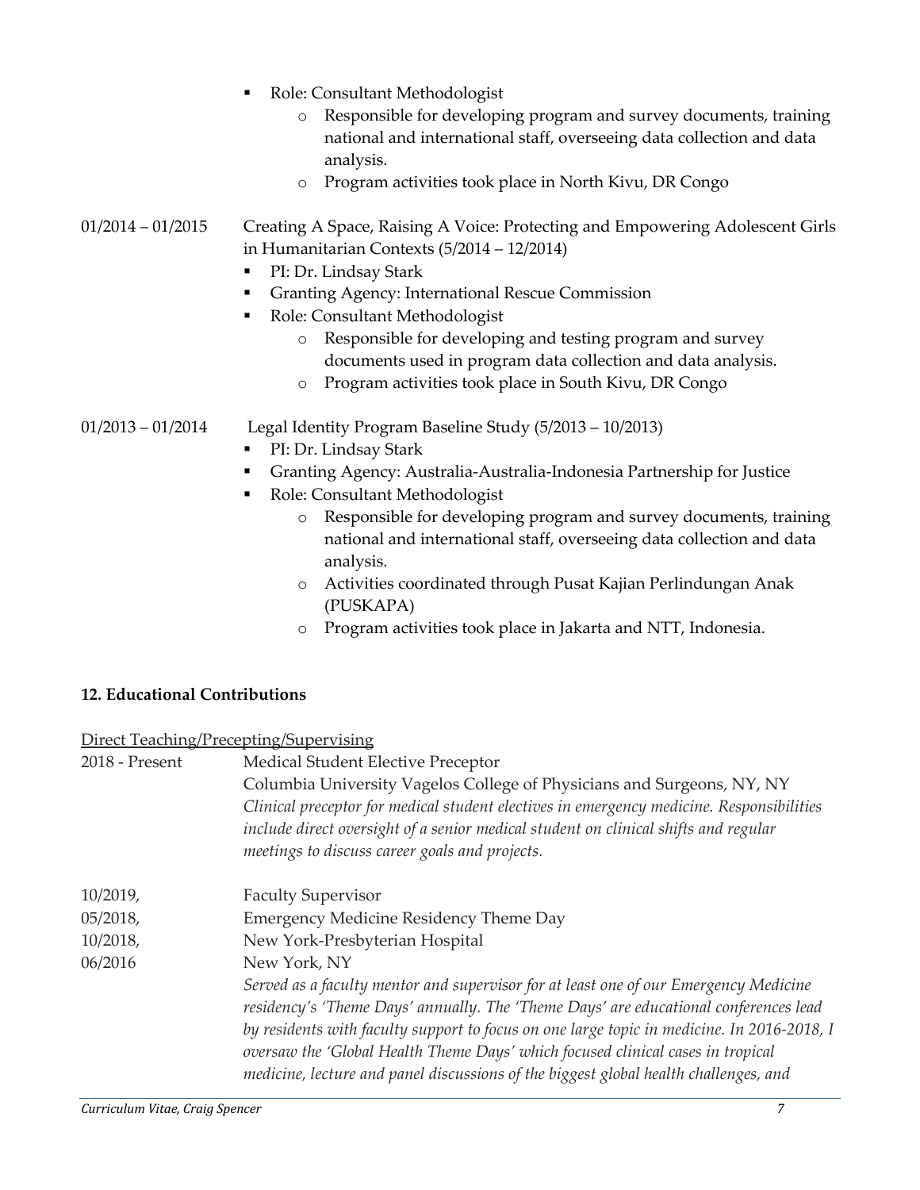- Role: Consultant Methodologist
    - Responsible for developing program and survey documents, training national and international staff, overseeing data collection and data analysis.
    - Program activities took place in North Kivu, DR Congo

01/2014 – 01/2015 Creating A Space, Raising A Voice: Protecting and Empowering Adolescent Girls in Humanitarian Contexts (5/2014 – 12/2014)

- PI: Dr. Lindsay Stark
- Granting Agency: International Rescue Commission
- Role: Consultant Methodologist
    - Responsible for developing and testing program and survey documents used in program data collection and data analysis.
    - Program activities took place in South Kivu, DR Congo

01/2013 – 01/2014 Legal Identity Program Baseline Study (5/2013 – 10/2013)

- PI: Dr. Lindsay Stark
- Granting Agency: Australia-Australia-Indonesia Partnership for Justice
- Role: Consultant Methodologist
    - Responsible for developing program and survey documents, training national and international staff, overseeing data collection and data analysis.
    - Activities coordinated through Pusat Kajian Perlindungan Anak (PUSKAPA)
    - Program activities took place in Jakarta and NTT, Indonesia.

**12. Educational Contributions**

<u>Direct Teaching/Precepting/Supervising</u>

2018 - Present Medical Student Elective Preceptor
Columbia University Vagelos College of Physicians and Surgeons, NY, NY
*Clinical preceptor for medical student electives in emergency medicine. Responsibilities include direct oversight of a senior medical student on clinical shifts and regular meetings to discuss career goals and projects.*

10/2019, 05/2018, 10/2018, 06/2016 Faculty Supervisor
Emergency Medicine Residency Theme Day
New York-Presbyterian Hospital
New York, NY
*Served as a faculty mentor and supervisor for at least one of our Emergency Medicine residency's 'Theme Days' annually. The 'Theme Days' are educational conferences lead by residents with faculty support to focus on one large topic in medicine. In 2016-2018, I oversaw the 'Global Health Theme Days' which focused clinical cases in tropical medicine, lecture and panel discussions of the biggest global health challenges, and*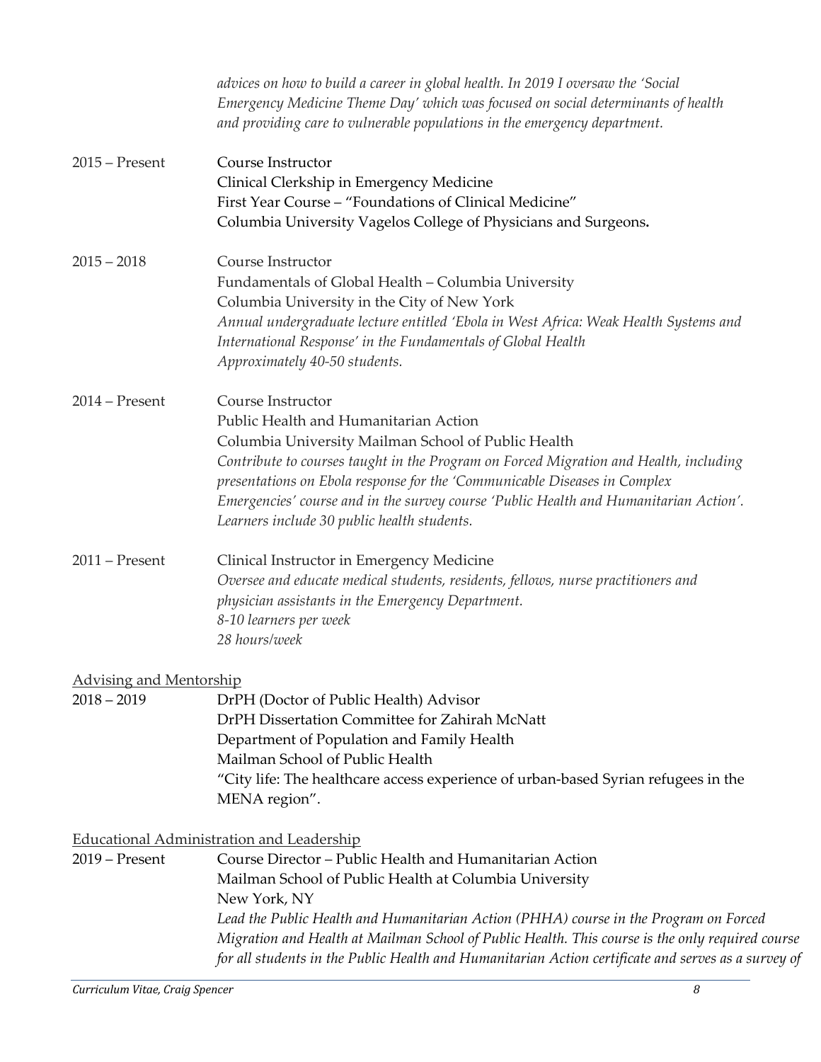*advices on how to build a career in global health. In 2019 I oversaw the 'Social Emergency Medicine Theme Day' which was focused on social determinants of health and providing care to vulnerable populations in the emergency department.*

2015 – Present
Course Instructor
Clinical Clerkship in Emergency Medicine
First Year Course – "Foundations of Clinical Medicine"
Columbia University Vagelos College of Physicians and Surgeons.

2015 – 2018
Course Instructor
Fundamentals of Global Health – Columbia University
Columbia University in the City of New York
*Annual undergraduate lecture entitled 'Ebola in West Africa: Weak Health Systems and International Response' in the Fundamentals of Global Health*
*Approximately 40-50 students.*

2014 – Present
Course Instructor
Public Health and Humanitarian Action
Columbia University Mailman School of Public Health
*Contribute to courses taught in the Program on Forced Migration and Health, including presentations on Ebola response for the 'Communicable Diseases in Complex Emergencies' course and in the survey course 'Public Health and Humanitarian Action'.*
*Learners include 30 public health students.*

2011 – Present
Clinical Instructor in Emergency Medicine
*Oversee and educate medical students, residents, fellows, nurse practitioners and physician assistants in the Emergency Department.*
*8-10 learners per week*
*28 hours/week*

<u>Advising and Mentorship</u>

2018 – 2019
DrPH (Doctor of Public Health) Advisor
DrPH Dissertation Committee for Zahirah McNatt
Department of Population and Family Health
Mailman School of Public Health
"City life: The healthcare access experience of urban-based Syrian refugees in the MENA region".

<u>Educational Administration and Leadership</u>

2019 – Present
Course Director – Public Health and Humanitarian Action
Mailman School of Public Health at Columbia University
New York, NY
*Lead the Public Health and Humanitarian Action (PHHA) course in the Program on Forced Migration and Health at Mailman School of Public Health. This course is the only required course for all students in the Public Health and Humanitarian Action certificate and serves as a survey of*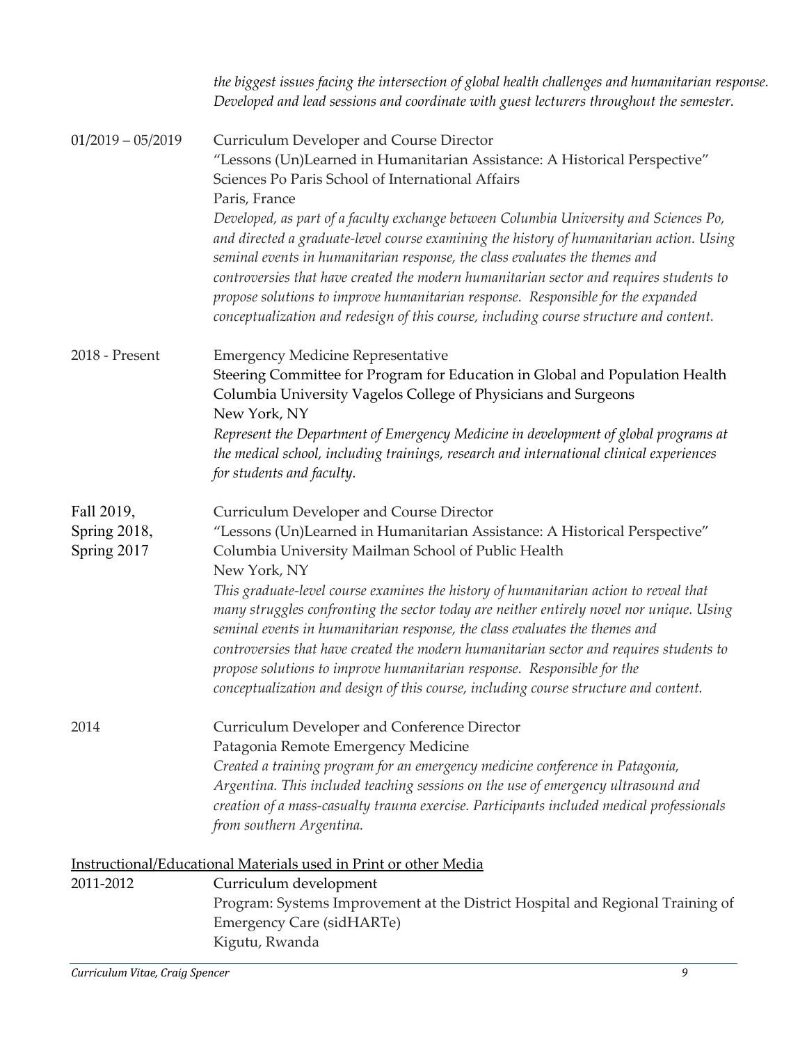*the biggest issues facing the intersection of global health challenges and humanitarian response. Developed and lead sessions and coordinate with guest lecturers throughout the semester.*

**01/2019 – 05/2019**
Curriculum Developer and Course Director
"Lessons (Un)Learned in Humanitarian Assistance: A Historical Perspective"
Sciences Po Paris School of International Affairs
Paris, France
*Developed, as part of a faculty exchange between Columbia University and Sciences Po, and directed a graduate-level course examining the history of humanitarian action. Using seminal events in humanitarian response, the class evaluates the themes and controversies that have created the modern humanitarian sector and requires students to propose solutions to improve humanitarian response. Responsible for the expanded conceptualization and redesign of this course, including course structure and content.*

**2018 - Present**
Emergency Medicine Representative
Steering Committee for Program for Education in Global and Population Health
Columbia University Vagelos College of Physicians and Surgeons
New York, NY
*Represent the Department of Emergency Medicine in development of global programs at the medical school, including trainings, research and international clinical experiences for students and faculty.*

**Fall 2019, Spring 2018, Spring 2017**
Curriculum Developer and Course Director
"Lessons (Un)Learned in Humanitarian Assistance: A Historical Perspective"
Columbia University Mailman School of Public Health
New York, NY
*This graduate-level course examines the history of humanitarian action to reveal that many struggles confronting the sector today are neither entirely novel nor unique. Using seminal events in humanitarian response, the class evaluates the themes and controversies that have created the modern humanitarian sector and requires students to propose solutions to improve humanitarian response. Responsible for the conceptualization and design of this course, including course structure and content.*

**2014**
Curriculum Developer and Conference Director
Patagonia Remote Emergency Medicine
*Created a training program for an emergency medicine conference in Patagonia, Argentina. This included teaching sessions on the use of emergency ultrasound and creation of a mass-casualty trauma exercise. Participants included medical professionals from southern Argentina.*

<u>Instructional/Educational Materials used in Print or other Media</u>

**2011-2012**
Curriculum development
Program: Systems Improvement at the District Hospital and Regional Training of Emergency Care (sidHARTe)
Kigutu, Rwanda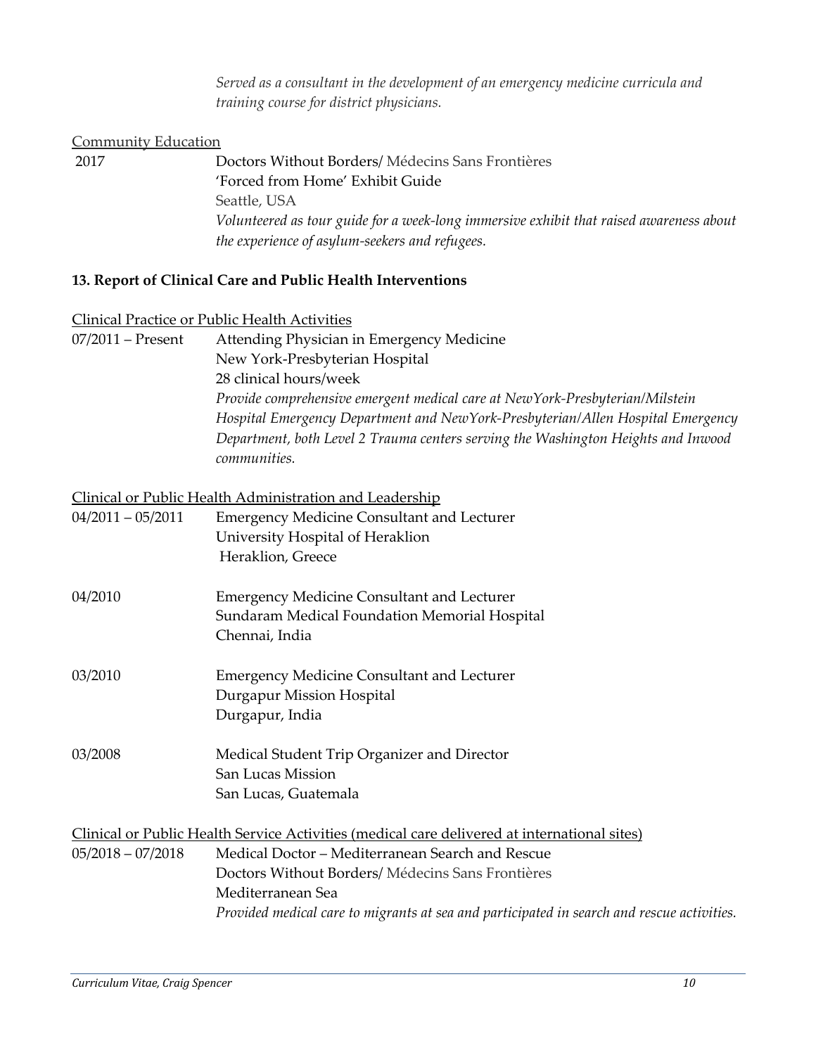*Served as a consultant in the development of an emergency medicine curricula and training course for district physicians.*

Community Education

2017 — Doctors Without Borders/ Médecins Sans Frontières
'Forced from Home' Exhibit Guide
Seattle, USA
*Volunteered as tour guide for a week-long immersive exhibit that raised awareness about the experience of asylum-seekers and refugees.*

**13. Report of Clinical Care and Public Health Interventions**

Clinical Practice or Public Health Activities

07/2011 – Present — Attending Physician in Emergency Medicine
New York-Presbyterian Hospital
28 clinical hours/week
*Provide comprehensive emergent medical care at NewYork-Presbyterian/Milstein Hospital Emergency Department and NewYork-Presbyterian/Allen Hospital Emergency Department, both Level 2 Trauma centers serving the Washington Heights and Inwood communities.*

Clinical or Public Health Administration and Leadership

04/2011 – 05/2011 — Emergency Medicine Consultant and Lecturer
University Hospital of Heraklion
Heraklion, Greece

04/2010 — Emergency Medicine Consultant and Lecturer
Sundaram Medical Foundation Memorial Hospital
Chennai, India

03/2010 — Emergency Medicine Consultant and Lecturer
Durgapur Mission Hospital
Durgapur, India

03/2008 — Medical Student Trip Organizer and Director
San Lucas Mission
San Lucas, Guatemala

Clinical or Public Health Service Activities (medical care delivered at international sites)

05/2018 – 07/2018 — Medical Doctor – Mediterranean Search and Rescue
Doctors Without Borders/ Médecins Sans Frontières
Mediterranean Sea
*Provided medical care to migrants at sea and participated in search and rescue activities.*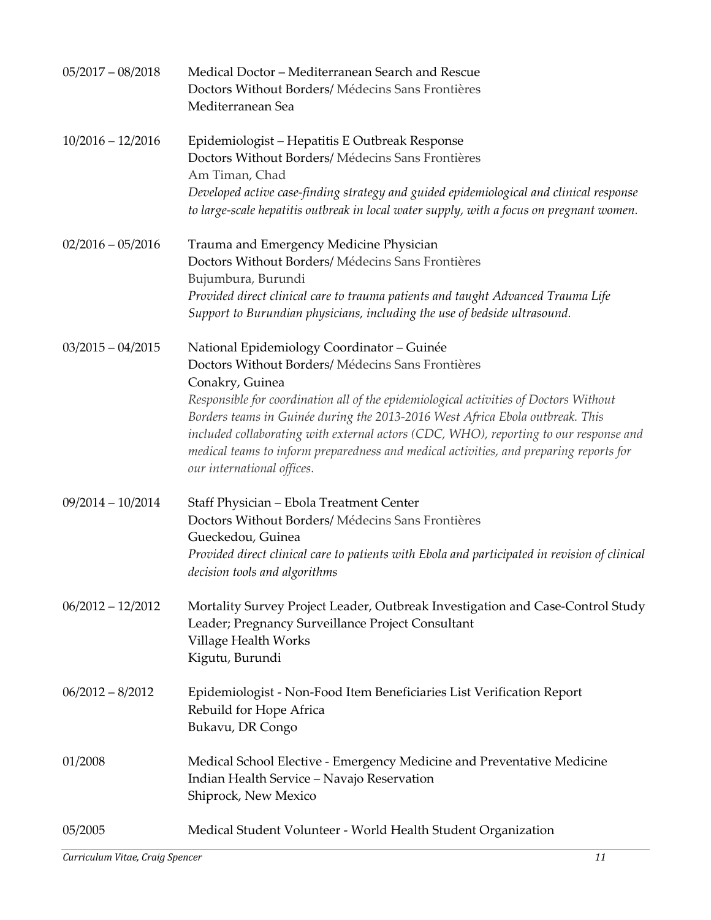05/2017 – 08/2018 Medical Doctor – Mediterranean Search and Rescue
Doctors Without Borders/ Médecins Sans Frontières
Mediterranean Sea

10/2016 – 12/2016 Epidemiologist – Hepatitis E Outbreak Response
Doctors Without Borders/ Médecins Sans Frontières
Am Timan, Chad
*Developed active case-finding strategy and guided epidemiological and clinical response to large-scale hepatitis outbreak in local water supply, with a focus on pregnant women.*

02/2016 – 05/2016 Trauma and Emergency Medicine Physician
Doctors Without Borders/ Médecins Sans Frontières
Bujumbura, Burundi
*Provided direct clinical care to trauma patients and taught Advanced Trauma Life Support to Burundian physicians, including the use of bedside ultrasound.*

03/2015 – 04/2015 National Epidemiology Coordinator – Guinée
Doctors Without Borders/ Médecins Sans Frontières
Conakry, Guinea
*Responsible for coordination all of the epidemiological activities of Doctors Without Borders teams in Guinée during the 2013-2016 West Africa Ebola outbreak. This included collaborating with external actors (CDC, WHO), reporting to our response and medical teams to inform preparedness and medical activities, and preparing reports for our international offices.*

09/2014 – 10/2014 Staff Physician – Ebola Treatment Center
Doctors Without Borders/ Médecins Sans Frontières
Gueckedou, Guinea
*Provided direct clinical care to patients with Ebola and participated in revision of clinical decision tools and algorithms*

06/2012 – 12/2012 Mortality Survey Project Leader, Outbreak Investigation and Case-Control Study Leader; Pregnancy Surveillance Project Consultant
Village Health Works
Kigutu, Burundi

06/2012 – 8/2012 Epidemiologist - Non-Food Item Beneficiaries List Verification Report
Rebuild for Hope Africa
Bukavu, DR Congo

01/2008 Medical School Elective - Emergency Medicine and Preventative Medicine
Indian Health Service – Navajo Reservation
Shiprock, New Mexico

05/2005 Medical Student Volunteer - World Health Student Organization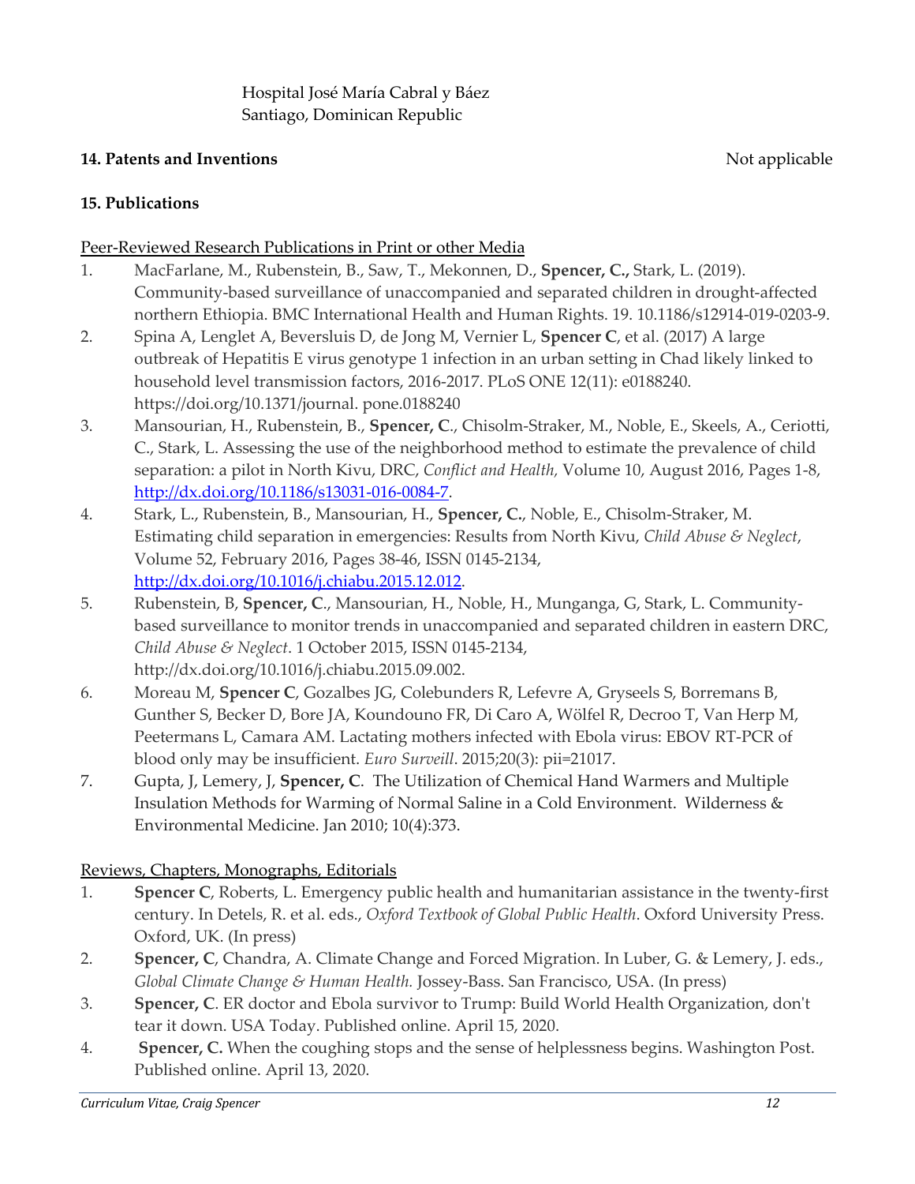Hospital José María Cabral y Báez
Santiago, Dominican Republic

**14. Patents and Inventions** Not applicable

**15. Publications**

Peer-Reviewed Research Publications in Print or other Media

1. MacFarlane, M., Rubenstein, B., Saw, T., Mekonnen, D., **Spencer, C.,** Stark, L. (2019). Community-based surveillance of unaccompanied and separated children in drought-affected northern Ethiopia. BMC International Health and Human Rights. 19. 10.1186/s12914-019-0203-9.
2. Spina A, Lenglet A, Beversluis D, de Jong M, Vernier L, **Spencer C**, et al. (2017) A large outbreak of Hepatitis E virus genotype 1 infection in an urban setting in Chad likely linked to household level transmission factors, 2016-2017. PLoS ONE 12(11): e0188240. https://doi.org/10.1371/journal. pone.0188240
3. Mansourian, H., Rubenstein, B., **Spencer, C**., Chisolm-Straker, M., Noble, E., Skeels, A., Ceriotti, C., Stark, L. Assessing the use of the neighborhood method to estimate the prevalence of child separation: a pilot in North Kivu, DRC, *Conflict and Health,* Volume 10, August 2016, Pages 1-8, http://dx.doi.org/10.1186/s13031-016-0084-7.
4. Stark, L., Rubenstein, B., Mansourian, H., **Spencer, C.**, Noble, E., Chisolm-Straker, M. Estimating child separation in emergencies: Results from North Kivu, *Child Abuse & Neglect*, Volume 52, February 2016, Pages 38-46, ISSN 0145-2134, http://dx.doi.org/10.1016/j.chiabu.2015.12.012.
5. Rubenstein, B, **Spencer, C**., Mansourian, H., Noble, H., Munganga, G, Stark, L. Community-based surveillance to monitor trends in unaccompanied and separated children in eastern DRC, *Child Abuse & Neglect*. 1 October 2015, ISSN 0145-2134, http://dx.doi.org/10.1016/j.chiabu.2015.09.002.
6. Moreau M, **Spencer C**, Gozalbes JG, Colebunders R, Lefevre A, Gryseels S, Borremans B, Gunther S, Becker D, Bore JA, Koundouno FR, Di Caro A, Wölfel R, Decroo T, Van Herp M, Peetermans L, Camara AM. Lactating mothers infected with Ebola virus: EBOV RT-PCR of blood only may be insufficient. *Euro Surveill*. 2015;20(3): pii=21017.
7. Gupta, J, Lemery, J, **Spencer, C**. The Utilization of Chemical Hand Warmers and Multiple Insulation Methods for Warming of Normal Saline in a Cold Environment. Wilderness & Environmental Medicine. Jan 2010; 10(4):373.

Reviews, Chapters, Monographs, Editorials

1. **Spencer C**, Roberts, L. Emergency public health and humanitarian assistance in the twenty-first century. In Detels, R. et al. eds., *Oxford Textbook of Global Public Health*. Oxford University Press. Oxford, UK. (In press)
2. **Spencer, C**, Chandra, A. Climate Change and Forced Migration. In Luber, G. & Lemery, J. eds., *Global Climate Change & Human Health.* Jossey-Bass. San Francisco, USA. (In press)
3. **Spencer, C**. ER doctor and Ebola survivor to Trump: Build World Health Organization, don't tear it down. USA Today. Published online. April 15, 2020.
4. **Spencer, C.** When the coughing stops and the sense of helplessness begins. Washington Post. Published online. April 13, 2020.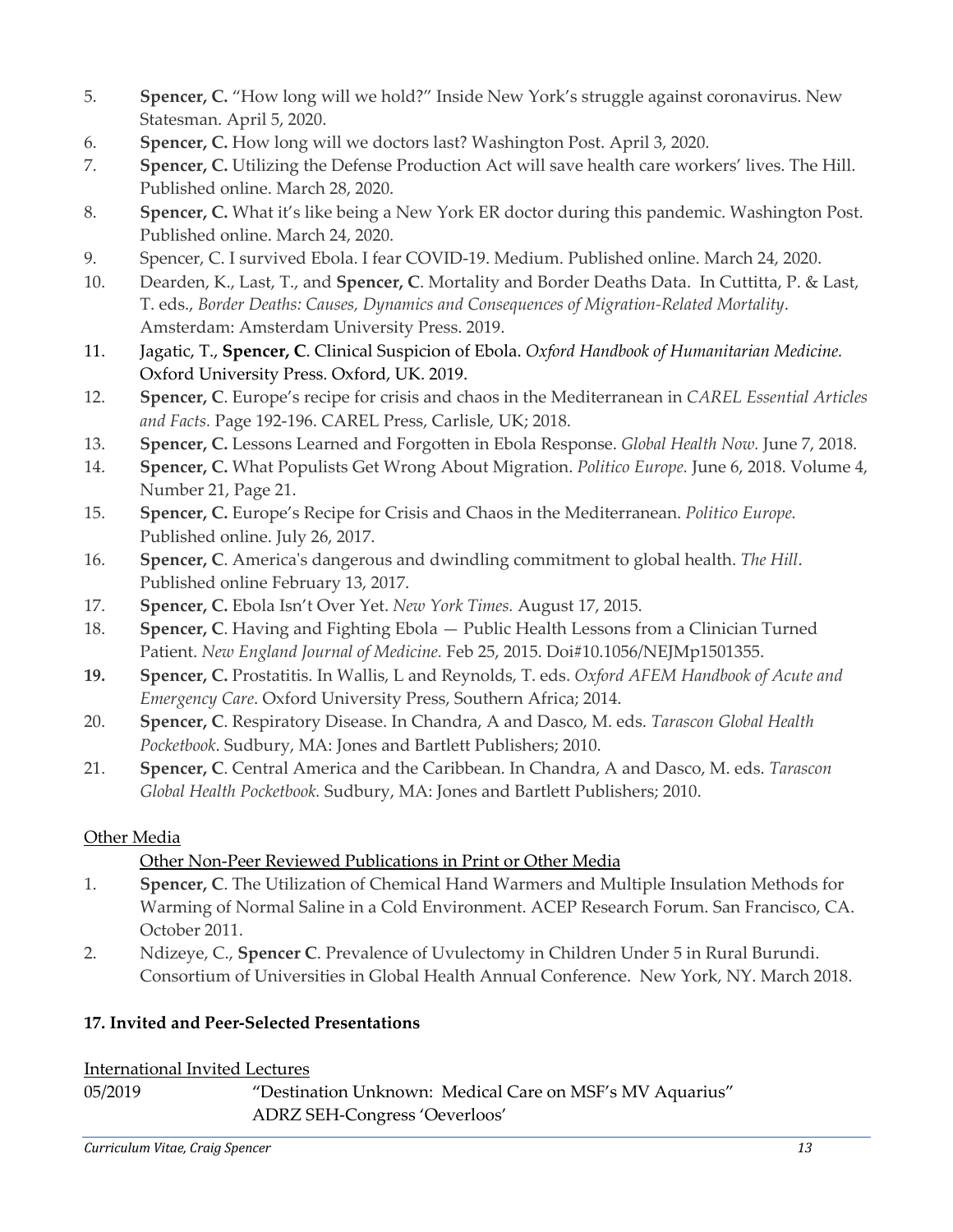5. **Spencer, C.** "How long will we hold?" Inside New York's struggle against coronavirus. New Statesman. April 5, 2020.
6. **Spencer, C.** How long will we doctors last? Washington Post. April 3, 2020.
7. **Spencer, C.** Utilizing the Defense Production Act will save health care workers' lives. The Hill. Published online. March 28, 2020.
8. **Spencer, C.** What it's like being a New York ER doctor during this pandemic. Washington Post. Published online. March 24, 2020.
9. Spencer, C. I survived Ebola. I fear COVID-19. Medium. Published online. March 24, 2020.
10. Dearden, K., Last, T., and **Spencer, C**. Mortality and Border Deaths Data. In Cuttitta, P. & Last, T. eds., *Border Deaths: Causes, Dynamics and Consequences of Migration-Related Mortality*. Amsterdam: Amsterdam University Press. 2019.
11. Jagatic, T., **Spencer, C**. Clinical Suspicion of Ebola. *Oxford Handbook of Humanitarian Medicine*. Oxford University Press. Oxford, UK. 2019.
12. **Spencer, C**. Europe's recipe for crisis and chaos in the Mediterranean in *CAREL Essential Articles and Facts.* Page 192-196. CAREL Press, Carlisle, UK; 2018.
13. **Spencer, C.** Lessons Learned and Forgotten in Ebola Response. *Global Health Now.* June 7, 2018.
14. **Spencer, C.** What Populists Get Wrong About Migration. *Politico Europe.* June 6, 2018. Volume 4, Number 21, Page 21.
15. **Spencer, C.** Europe's Recipe for Crisis and Chaos in the Mediterranean. *Politico Europe.* Published online. July 26, 2017.
16. **Spencer, C**. America's dangerous and dwindling commitment to global health. *The Hill*. Published online February 13, 2017.
17. **Spencer, C.** Ebola Isn't Over Yet. *New York Times.* August 17, 2015.
18. **Spencer, C**. Having and Fighting Ebola — Public Health Lessons from a Clinician Turned Patient. *New England Journal of Medicine.* Feb 25, 2015. Doi#10.1056/NEJMp1501355.
19. **Spencer, C.** Prostatitis. In Wallis, L and Reynolds, T. eds. *Oxford AFEM Handbook of Acute and Emergency Care*. Oxford University Press, Southern Africa; 2014.
20. **Spencer, C**. Respiratory Disease. In Chandra, A and Dasco, M. eds. *Tarascon Global Health Pocketbook*. Sudbury, MA: Jones and Bartlett Publishers; 2010.
21. **Spencer, C**. Central America and the Caribbean. In Chandra, A and Dasco, M. eds. *Tarascon Global Health Pocketbook.* Sudbury, MA: Jones and Bartlett Publishers; 2010.

Other Media

Other Non-Peer Reviewed Publications in Print or Other Media

1. **Spencer, C**. The Utilization of Chemical Hand Warmers and Multiple Insulation Methods for Warming of Normal Saline in a Cold Environment. ACEP Research Forum. San Francisco, CA. October 2011.
2. Ndizeye, C., **Spencer C**. Prevalence of Uvulectomy in Children Under 5 in Rural Burundi. Consortium of Universities in Global Health Annual Conference. New York, NY. March 2018.

## 17. Invited and Peer-Selected Presentations

International Invited Lectures

05/2019 — "Destination Unknown: Medical Care on MSF's MV Aquarius"
ADRZ SEH-Congress 'Oeverloos'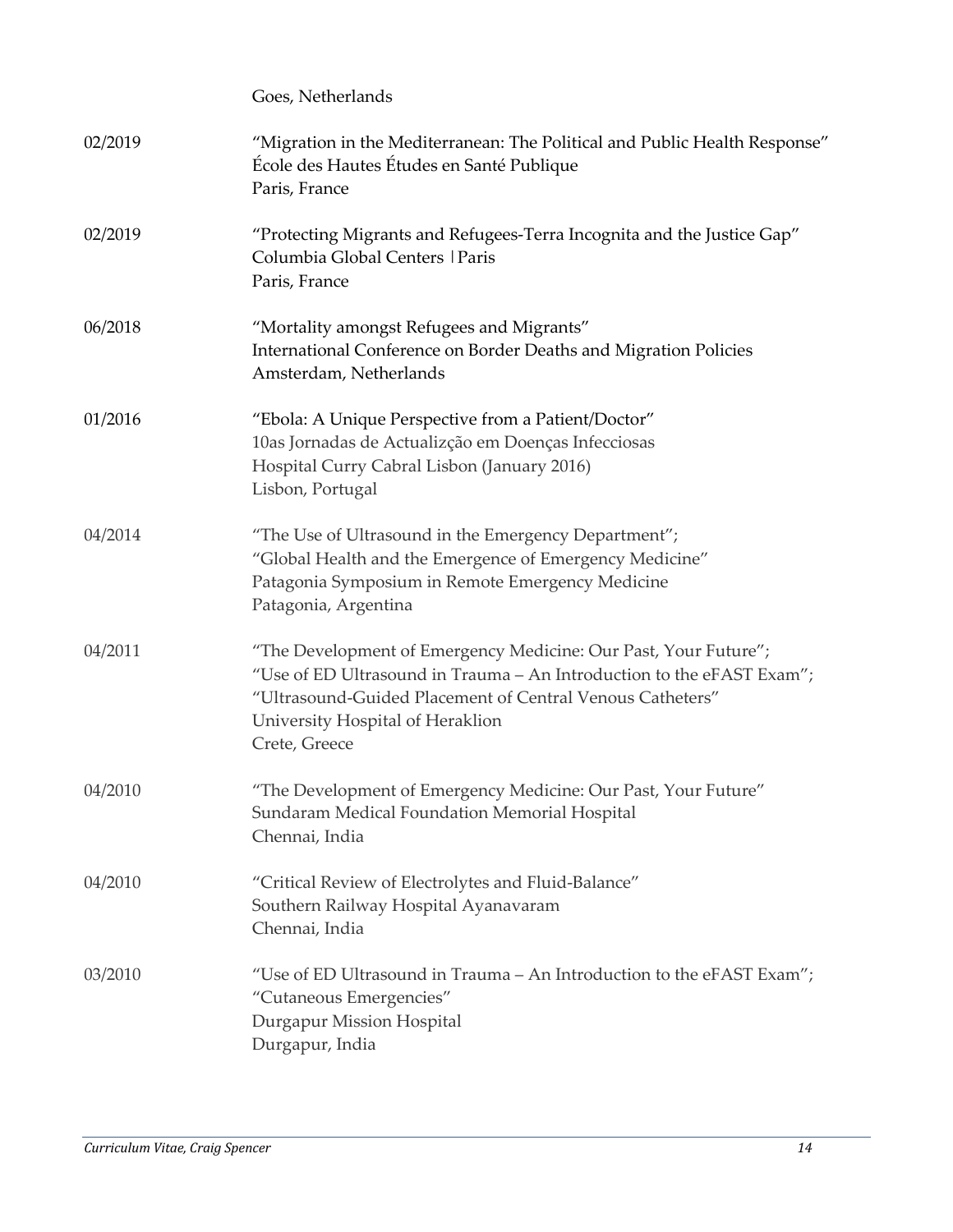Goes, Netherlands

| | |
|---|---|
| 02/2019 | "Migration in the Mediterranean: The Political and Public Health Response"<br>École des Hautes Études en Santé Publique<br>Paris, France |
| 02/2019 | "Protecting Migrants and Refugees-Terra Incognita and the Justice Gap"<br>Columbia Global Centers \| Paris<br>Paris, France |
| 06/2018 | "Mortality amongst Refugees and Migrants"<br>International Conference on Border Deaths and Migration Policies<br>Amsterdam, Netherlands |
| 01/2016 | "Ebola: A Unique Perspective from a Patient/Doctor"<br>10as Jornadas de Actualizção em Doenças Infecciosas<br>Hospital Curry Cabral Lisbon (January 2016)<br>Lisbon, Portugal |
| 04/2014 | "The Use of Ultrasound in the Emergency Department";<br>"Global Health and the Emergence of Emergency Medicine"<br>Patagonia Symposium in Remote Emergency Medicine<br>Patagonia, Argentina |
| 04/2011 | "The Development of Emergency Medicine: Our Past, Your Future";<br>"Use of ED Ultrasound in Trauma – An Introduction to the eFAST Exam";<br>"Ultrasound-Guided Placement of Central Venous Catheters"<br>University Hospital of Heraklion<br>Crete, Greece |
| 04/2010 | "The Development of Emergency Medicine: Our Past, Your Future"<br>Sundaram Medical Foundation Memorial Hospital<br>Chennai, India |
| 04/2010 | "Critical Review of Electrolytes and Fluid-Balance"<br>Southern Railway Hospital Ayanavaram<br>Chennai, India |
| 03/2010 | "Use of ED Ultrasound in Trauma – An Introduction to the eFAST Exam";<br>"Cutaneous Emergencies"<br>Durgapur Mission Hospital<br>Durgapur, India |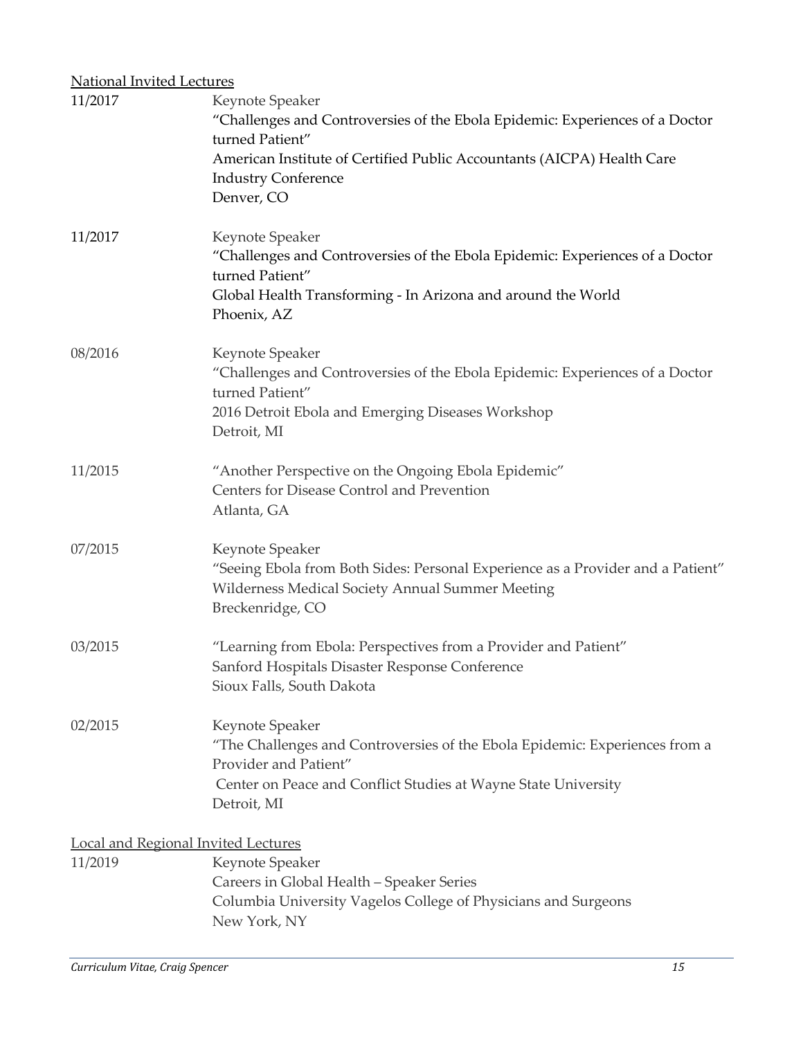National Invited Lectures

11/2017 Keynote Speaker
"Challenges and Controversies of the Ebola Epidemic: Experiences of a Doctor turned Patient"
American Institute of Certified Public Accountants (AICPA) Health Care Industry Conference
Denver, CO

11/2017 Keynote Speaker
"Challenges and Controversies of the Ebola Epidemic: Experiences of a Doctor turned Patient"
Global Health Transforming - In Arizona and around the World
Phoenix, AZ

08/2016 Keynote Speaker
"Challenges and Controversies of the Ebola Epidemic: Experiences of a Doctor turned Patient"
2016 Detroit Ebola and Emerging Diseases Workshop
Detroit, MI

11/2015 "Another Perspective on the Ongoing Ebola Epidemic"
Centers for Disease Control and Prevention
Atlanta, GA

07/2015 Keynote Speaker
"Seeing Ebola from Both Sides: Personal Experience as a Provider and a Patient"
Wilderness Medical Society Annual Summer Meeting
Breckenridge, CO

03/2015 "Learning from Ebola: Perspectives from a Provider and Patient"
Sanford Hospitals Disaster Response Conference
Sioux Falls, South Dakota

02/2015 Keynote Speaker
"The Challenges and Controversies of the Ebola Epidemic: Experiences from a Provider and Patient"
Center on Peace and Conflict Studies at Wayne State University
Detroit, MI

Local and Regional Invited Lectures

11/2019 Keynote Speaker
Careers in Global Health – Speaker Series
Columbia University Vagelos College of Physicians and Surgeons
New York, NY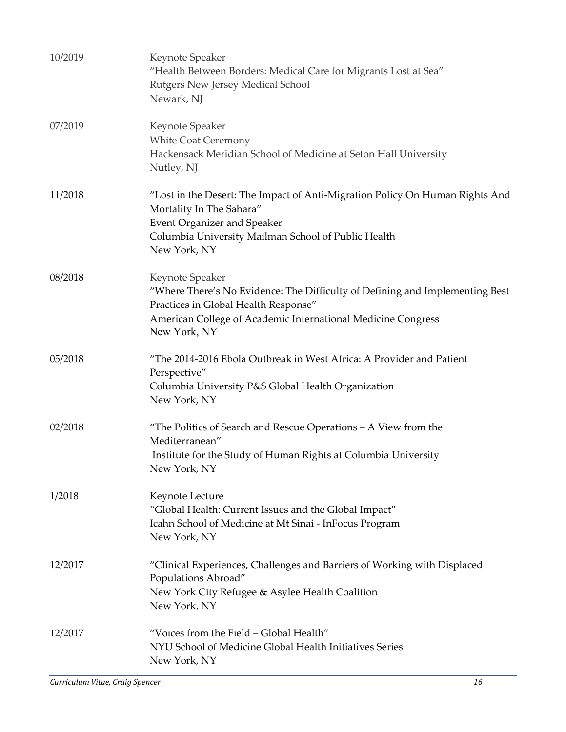| | |
|---|---|
| 10/2019 | Keynote Speaker<br>"Health Between Borders: Medical Care for Migrants Lost at Sea"<br>Rutgers New Jersey Medical School<br>Newark, NJ |
| 07/2019 | Keynote Speaker<br>White Coat Ceremony<br>Hackensack Meridian School of Medicine at Seton Hall University<br>Nutley, NJ |
| 11/2018 | "Lost in the Desert: The Impact of Anti-Migration Policy On Human Rights And Mortality In The Sahara"<br>Event Organizer and Speaker<br>Columbia University Mailman School of Public Health<br>New York, NY |
| 08/2018 | Keynote Speaker<br>"Where There's No Evidence: The Difficulty of Defining and Implementing Best Practices in Global Health Response"<br>American College of Academic International Medicine Congress<br>New York, NY |
| 05/2018 | "The 2014-2016 Ebola Outbreak in West Africa: A Provider and Patient Perspective"<br>Columbia University P&S Global Health Organization<br>New York, NY |
| 02/2018 | "The Politics of Search and Rescue Operations – A View from the Mediterranean"<br>Institute for the Study of Human Rights at Columbia University<br>New York, NY |
| 1/2018 | Keynote Lecture<br>"Global Health: Current Issues and the Global Impact"<br>Icahn School of Medicine at Mt Sinai - InFocus Program<br>New York, NY |
| 12/2017 | "Clinical Experiences, Challenges and Barriers of Working with Displaced Populations Abroad"<br>New York City Refugee & Asylee Health Coalition<br>New York, NY |
| 12/2017 | "Voices from the Field – Global Health"<br>NYU School of Medicine Global Health Initiatives Series<br>New York, NY |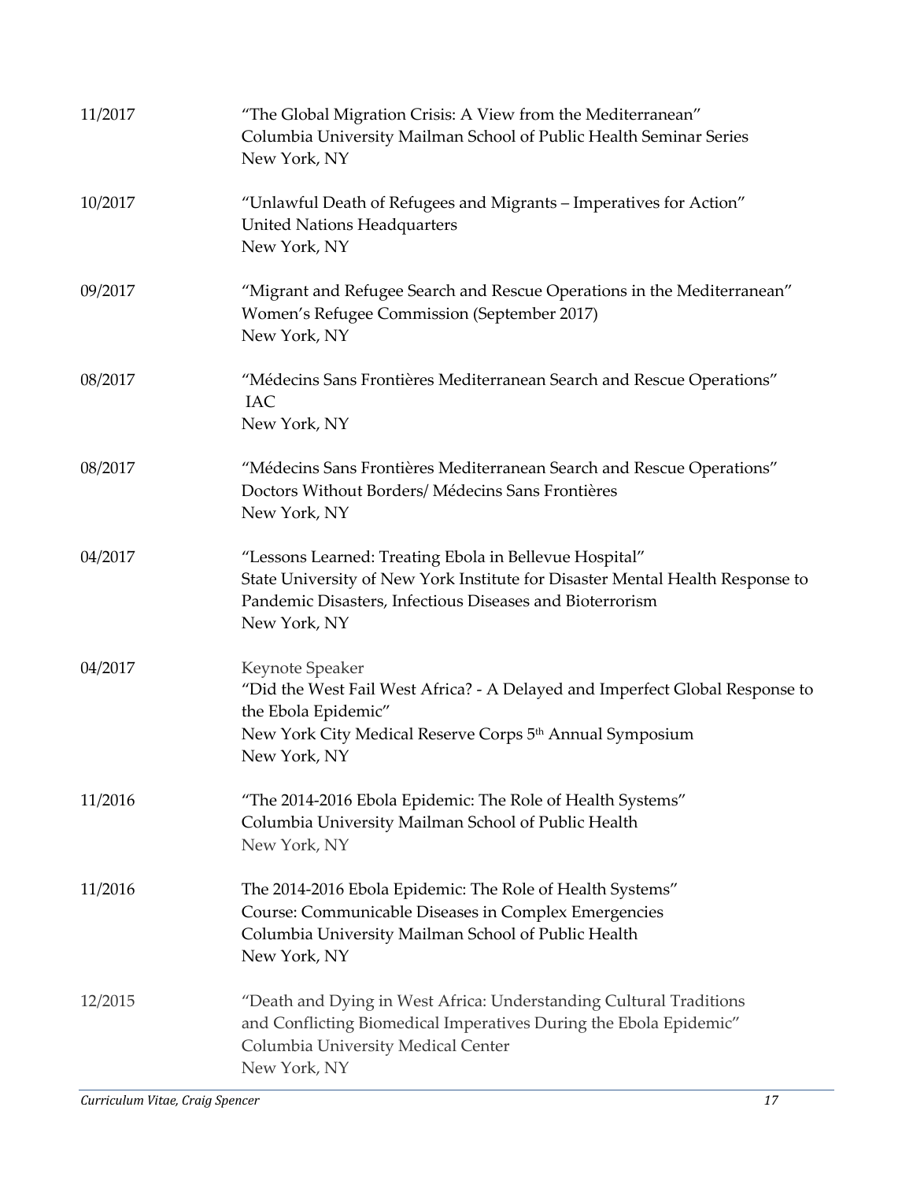11/2017 "The Global Migration Crisis: A View from the Mediterranean"
Columbia University Mailman School of Public Health Seminar Series
New York, NY

10/2017 "Unlawful Death of Refugees and Migrants – Imperatives for Action"
United Nations Headquarters
New York, NY

09/2017 "Migrant and Refugee Search and Rescue Operations in the Mediterranean"
Women's Refugee Commission (September 2017)
New York, NY

08/2017 "Médecins Sans Frontières Mediterranean Search and Rescue Operations"
IAC
New York, NY

08/2017 "Médecins Sans Frontières Mediterranean Search and Rescue Operations"
Doctors Without Borders/ Médecins Sans Frontières
New York, NY

04/2017 "Lessons Learned: Treating Ebola in Bellevue Hospital"
State University of New York Institute for Disaster Mental Health Response to Pandemic Disasters, Infectious Diseases and Bioterrorism
New York, NY

04/2017 Keynote Speaker
"Did the West Fail West Africa? - A Delayed and Imperfect Global Response to the Ebola Epidemic"
New York City Medical Reserve Corps 5th Annual Symposium
New York, NY

11/2016 "The 2014-2016 Ebola Epidemic: The Role of Health Systems"
Columbia University Mailman School of Public Health
New York, NY

11/2016 The 2014-2016 Ebola Epidemic: The Role of Health Systems"
Course: Communicable Diseases in Complex Emergencies
Columbia University Mailman School of Public Health
New York, NY

12/2015 "Death and Dying in West Africa: Understanding Cultural Traditions and Conflicting Biomedical Imperatives During the Ebola Epidemic"
Columbia University Medical Center
New York, NY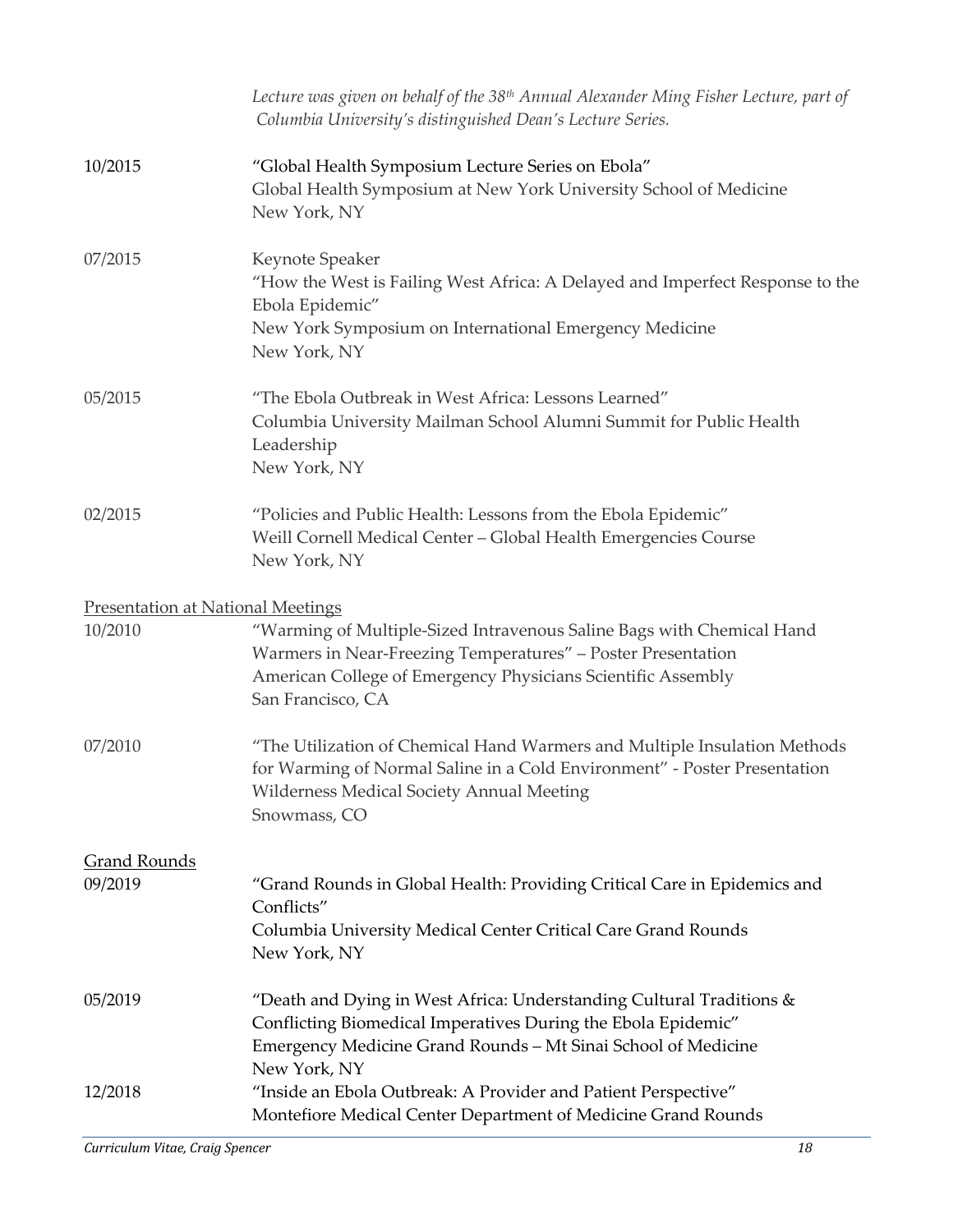*Lecture was given on behalf of the 38th Annual Alexander Ming Fisher Lecture, part of Columbia University's distinguished Dean's Lecture Series.*

10/2015 "Global Health Symposium Lecture Series on Ebola"
Global Health Symposium at New York University School of Medicine
New York, NY

07/2015 Keynote Speaker
"How the West is Failing West Africa: A Delayed and Imperfect Response to the Ebola Epidemic"
New York Symposium on International Emergency Medicine
New York, NY

05/2015 "The Ebola Outbreak in West Africa: Lessons Learned"
Columbia University Mailman School Alumni Summit for Public Health Leadership
New York, NY

02/2015 "Policies and Public Health: Lessons from the Ebola Epidemic"
Weill Cornell Medical Center – Global Health Emergencies Course
New York, NY

Presentation at National Meetings

10/2010 "Warming of Multiple-Sized Intravenous Saline Bags with Chemical Hand Warmers in Near-Freezing Temperatures" – Poster Presentation
American College of Emergency Physicians Scientific Assembly
San Francisco, CA

07/2010 "The Utilization of Chemical Hand Warmers and Multiple Insulation Methods for Warming of Normal Saline in a Cold Environment" - Poster Presentation
Wilderness Medical Society Annual Meeting
Snowmass, CO

Grand Rounds

09/2019 "Grand Rounds in Global Health: Providing Critical Care in Epidemics and Conflicts"
Columbia University Medical Center Critical Care Grand Rounds
New York, NY

05/2019 "Death and Dying in West Africa: Understanding Cultural Traditions & Conflicting Biomedical Imperatives During the Ebola Epidemic"
Emergency Medicine Grand Rounds – Mt Sinai School of Medicine
New York, NY

12/2018 "Inside an Ebola Outbreak: A Provider and Patient Perspective"
Montefiore Medical Center Department of Medicine Grand Rounds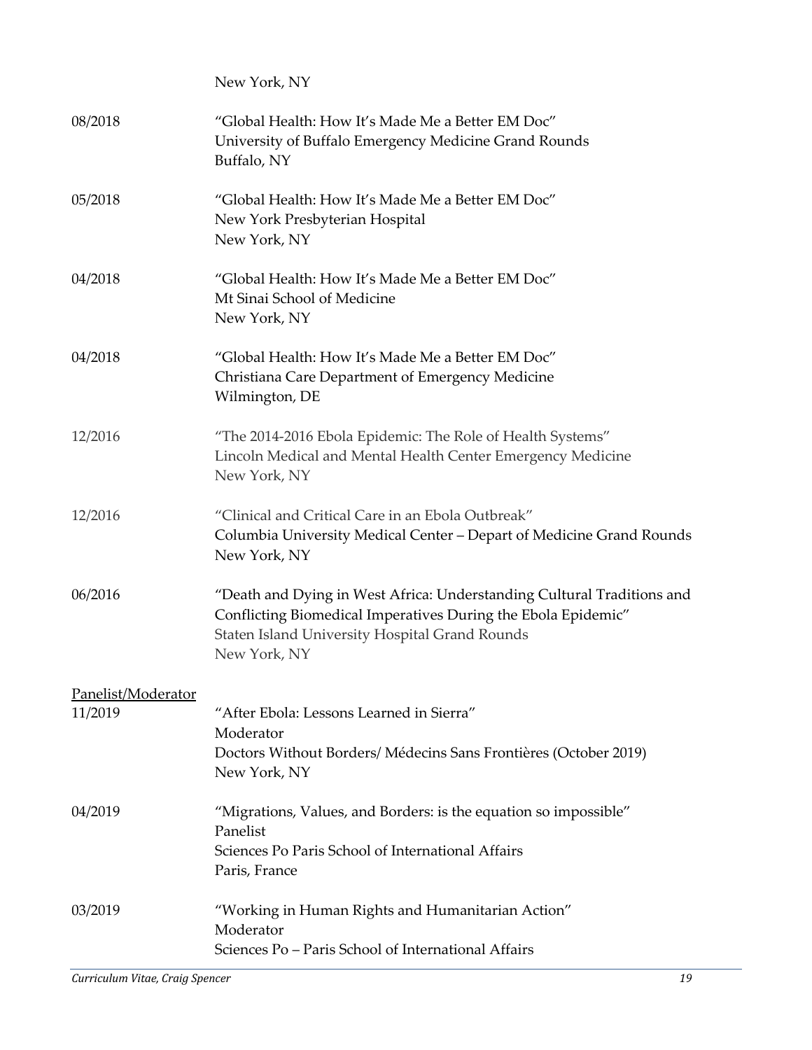New York, NY

08/2018 "Global Health: How It's Made Me a Better EM Doc"
University of Buffalo Emergency Medicine Grand Rounds
Buffalo, NY

05/2018 "Global Health: How It's Made Me a Better EM Doc"
New York Presbyterian Hospital
New York, NY

04/2018 "Global Health: How It's Made Me a Better EM Doc"
Mt Sinai School of Medicine
New York, NY

04/2018 "Global Health: How It's Made Me a Better EM Doc"
Christiana Care Department of Emergency Medicine
Wilmington, DE

12/2016 "The 2014-2016 Ebola Epidemic: The Role of Health Systems"
Lincoln Medical and Mental Health Center Emergency Medicine
New York, NY

12/2016 "Clinical and Critical Care in an Ebola Outbreak"
Columbia University Medical Center – Depart of Medicine Grand Rounds
New York, NY

06/2016 "Death and Dying in West Africa: Understanding Cultural Traditions and Conflicting Biomedical Imperatives During the Ebola Epidemic"
Staten Island University Hospital Grand Rounds
New York, NY

<u>Panelist/Moderator</u>

11/2019 "After Ebola: Lessons Learned in Sierra"
Moderator
Doctors Without Borders/ Médecins Sans Frontières (October 2019)
New York, NY

04/2019 "Migrations, Values, and Borders: is the equation so impossible"
Panelist
Sciences Po Paris School of International Affairs
Paris, France

03/2019 "Working in Human Rights and Humanitarian Action"
Moderator
Sciences Po – Paris School of International Affairs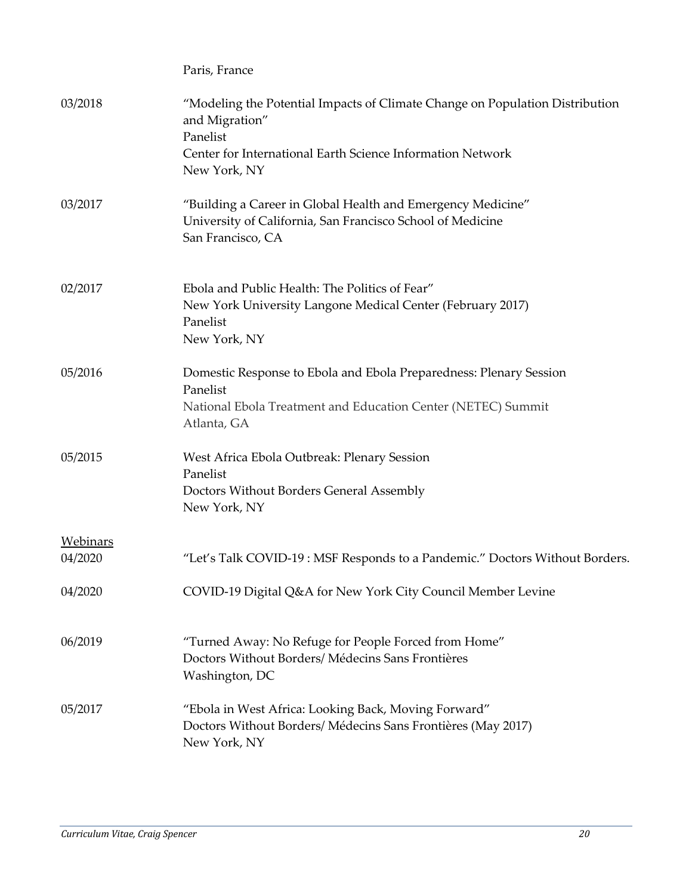Paris, France

03/2018 "Modeling the Potential Impacts of Climate Change on Population Distribution and Migration"
Panelist
Center for International Earth Science Information Network
New York, NY

03/2017 "Building a Career in Global Health and Emergency Medicine"
University of California, San Francisco School of Medicine
San Francisco, CA

02/2017 Ebola and Public Health: The Politics of Fear"
New York University Langone Medical Center (February 2017)
Panelist
New York, NY

05/2016 Domestic Response to Ebola and Ebola Preparedness: Plenary Session
Panelist
National Ebola Treatment and Education Center (NETEC) Summit
Atlanta, GA

05/2015 West Africa Ebola Outbreak: Plenary Session
Panelist
Doctors Without Borders General Assembly
New York, NY

<u>Webinars</u>

04/2020 "Let's Talk COVID-19 : MSF Responds to a Pandemic." Doctors Without Borders.

04/2020 COVID-19 Digital Q&A for New York City Council Member Levine

06/2019 "Turned Away: No Refuge for People Forced from Home"
Doctors Without Borders/ Médecins Sans Frontières
Washington, DC

05/2017 "Ebola in West Africa: Looking Back, Moving Forward"
Doctors Without Borders/ Médecins Sans Frontières (May 2017)
New York, NY